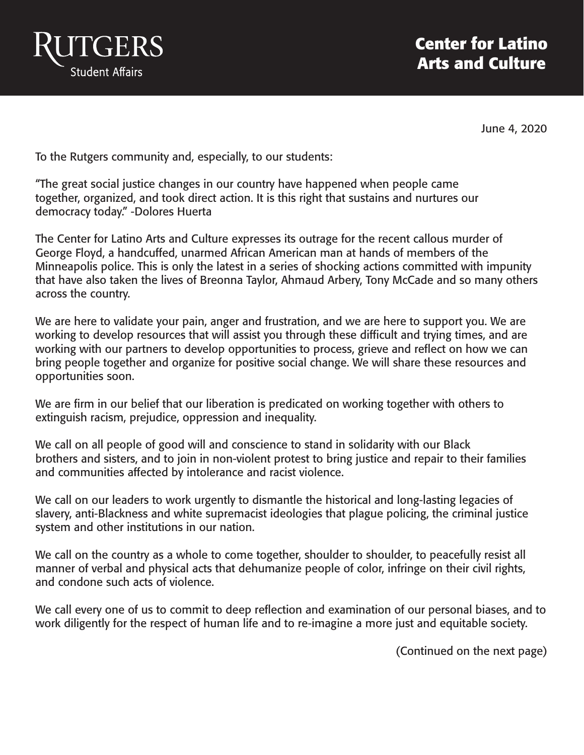Rutgers Student Affairs

# Center for Latino Arts and Culture

June 4, 2020

To the Rutgers community and, especially, to our students:

"The great social justice changes in our country have happened when people came together, organized, and took direct action. It is this right that sustains and nurtures our democracy today." -Dolores Huerta

The Center for Latino Arts and Culture expresses its outrage for the recent callous murder of George Floyd, a handcuffed, unarmed African American man at hands of members of the Minneapolis police. This is only the latest in a series of shocking actions committed with impunity that have also taken the lives of Breonna Taylor, Ahmaud Arbery, Tony McCade and so many others across the country.

We are here to validate your pain, anger and frustration, and we are here to support you. We are working to develop resources that will assist you through these difficult and trying times, and are working with our partners to develop opportunities to process, grieve and reflect on how we can bring people together and organize for positive social change. We will share these resources and opportunities soon.

We are firm in our belief that our liberation is predicated on working together with others to extinguish racism, prejudice, oppression and inequality.

We call on all people of good will and conscience to stand in solidarity with our Black brothers and sisters, and to join in non-violent protest to bring justice and repair to their families and communities affected by intolerance and racist violence.

We call on our leaders to work urgently to dismantle the historical and long-lasting legacies of slavery, anti-Blackness and white supremacist ideologies that plague policing, the criminal justice system and other institutions in our nation.

We call on the country as a whole to come together, shoulder to shoulder, to peacefully resist all manner of verbal and physical acts that dehumanize people of color, infringe on their civil rights, and condone such acts of violence.

We call every one of us to commit to deep reflection and examination of our personal biases, and to work diligently for the respect of human life and to re-imagine a more just and equitable society.

(Continued on the next page)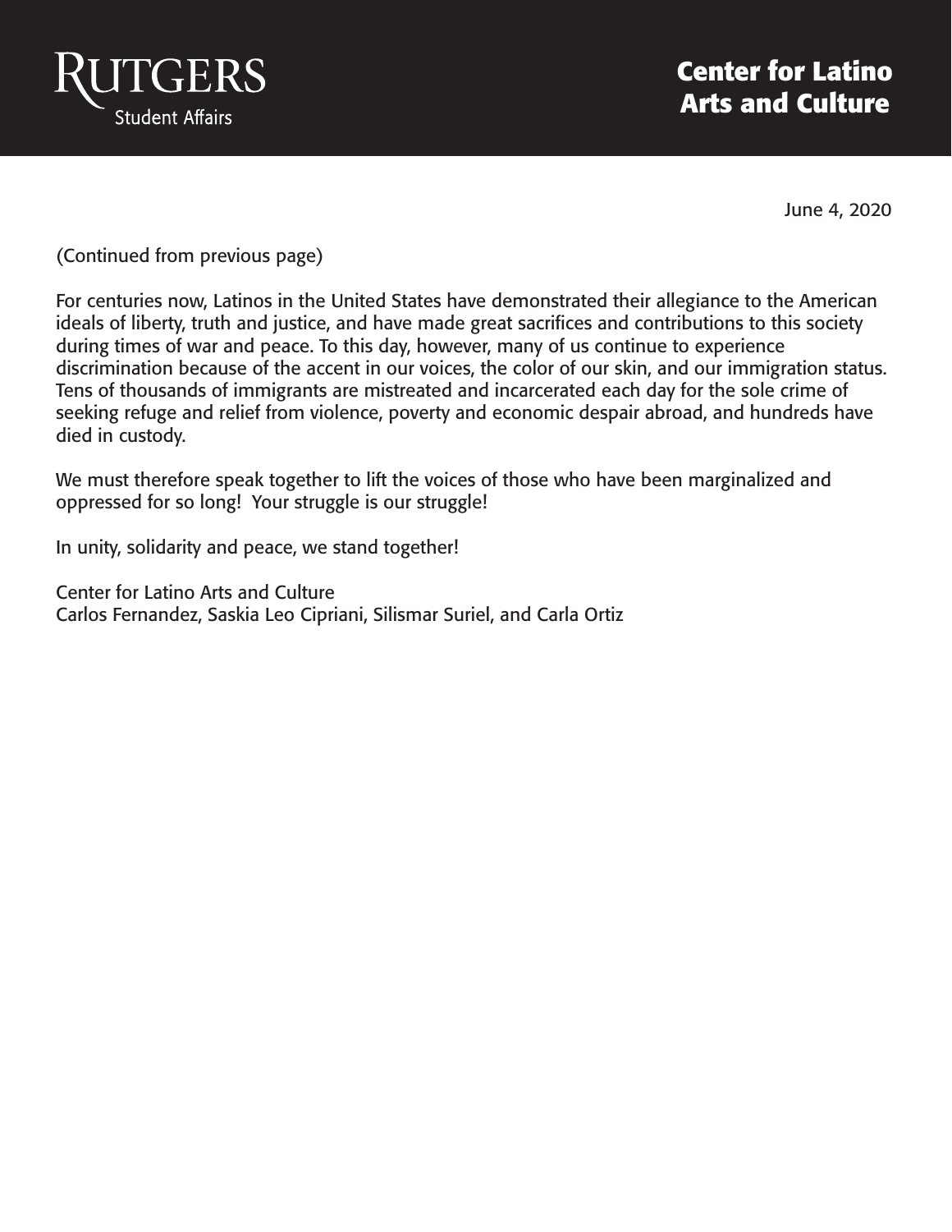June 4, 2020

(Continued from previous page)

For centuries now, Latinos in the United States have demonstrated their allegiance to the American ideals of liberty, truth and justice, and have made great sacrifices and contributions to this society during times of war and peace. To this day, however, many of us continue to experience discrimination because of the accent in our voices, the color of our skin, and our immigration status. Tens of thousands of immigrants are mistreated and incarcerated each day for the sole crime of seeking refuge and relief from violence, poverty and economic despair abroad, and hundreds have died in custody.

We must therefore speak together to lift the voices of those who have been marginalized and oppressed for so long! Your struggle is our struggle!

In unity, solidarity and peace, we stand together!

Center for Latino Arts and Culture
Carlos Fernandez, Saskia Leo Cipriani, Silismar Suriel, and Carla Ortiz